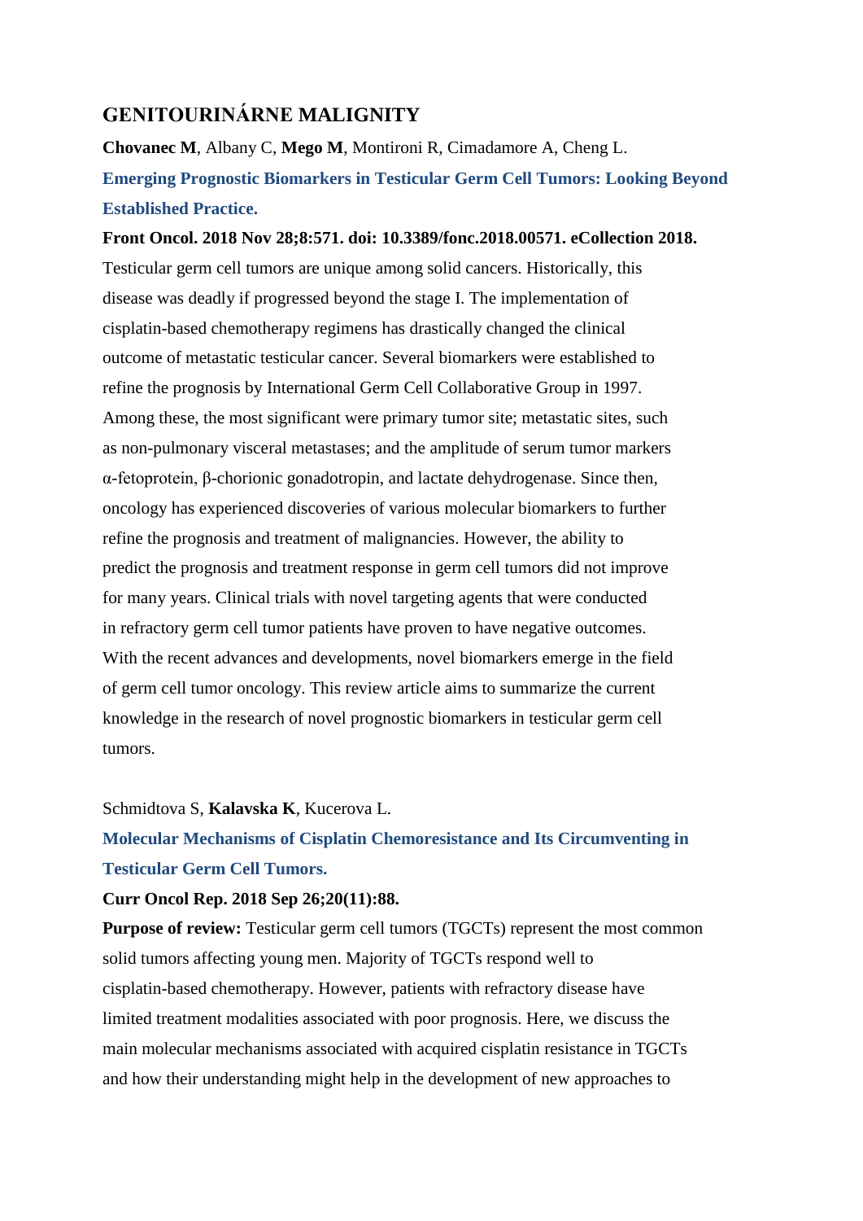## GENITOURINÁRNE MALIGNITY

**Chovanec M**, Albany C, **Mego M**, Montironi R, Cimadamore A, Cheng L.

**Emerging Prognostic Biomarkers in Testicular Germ Cell Tumors: Looking Beyond Established Practice.**

**Front Oncol. 2018 Nov 28;8:571. doi: 10.3389/fonc.2018.00571. eCollection 2018.**

Testicular germ cell tumors are unique among solid cancers. Historically, this disease was deadly if progressed beyond the stage I. The implementation of cisplatin-based chemotherapy regimens has drastically changed the clinical outcome of metastatic testicular cancer. Several biomarkers were established to refine the prognosis by International Germ Cell Collaborative Group in 1997. Among these, the most significant were primary tumor site; metastatic sites, such as non-pulmonary visceral metastases; and the amplitude of serum tumor markers α-fetoprotein, β-chorionic gonadotropin, and lactate dehydrogenase. Since then, oncology has experienced discoveries of various molecular biomarkers to further refine the prognosis and treatment of malignancies. However, the ability to predict the prognosis and treatment response in germ cell tumors did not improve for many years. Clinical trials with novel targeting agents that were conducted in refractory germ cell tumor patients have proven to have negative outcomes. With the recent advances and developments, novel biomarkers emerge in the field of germ cell tumor oncology. This review article aims to summarize the current knowledge in the research of novel prognostic biomarkers in testicular germ cell tumors.

Schmidtova S, **Kalavska K**, Kucerova L.

**Molecular Mechanisms of Cisplatin Chemoresistance and Its Circumventing in Testicular Germ Cell Tumors.**

**Curr Oncol Rep. 2018 Sep 26;20(11):88.**

**Purpose of review:** Testicular germ cell tumors (TGCTs) represent the most common solid tumors affecting young men. Majority of TGCTs respond well to cisplatin-based chemotherapy. However, patients with refractory disease have limited treatment modalities associated with poor prognosis. Here, we discuss the main molecular mechanisms associated with acquired cisplatin resistance in TGCTs and how their understanding might help in the development of new approaches to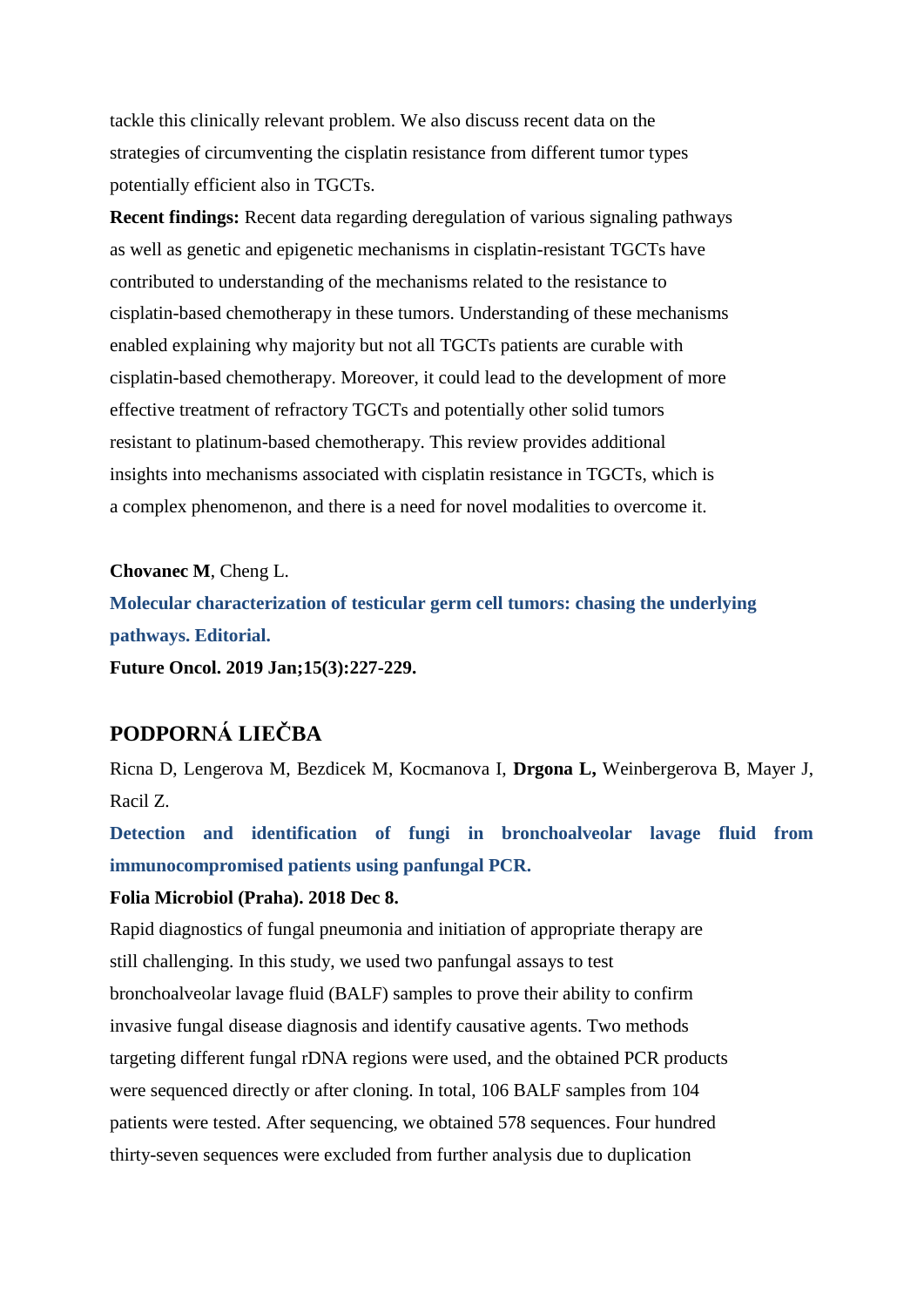tackle this clinically relevant problem. We also discuss recent data on the strategies of circumventing the cisplatin resistance from different tumor types potentially efficient also in TGCTs.

**Recent findings:** Recent data regarding deregulation of various signaling pathways as well as genetic and epigenetic mechanisms in cisplatin-resistant TGCTs have contributed to understanding of the mechanisms related to the resistance to cisplatin-based chemotherapy in these tumors. Understanding of these mechanisms enabled explaining why majority but not all TGCTs patients are curable with cisplatin-based chemotherapy. Moreover, it could lead to the development of more effective treatment of refractory TGCTs and potentially other solid tumors resistant to platinum-based chemotherapy. This review provides additional insights into mechanisms associated with cisplatin resistance in TGCTs, which is a complex phenomenon, and there is a need for novel modalities to overcome it.

**Chovanec M**, Cheng L.

**Molecular characterization of testicular germ cell tumors: chasing the underlying pathways. Editorial.**

**Future Oncol. 2019 Jan;15(3):227-229.**

## PODPORNÁ LIEČBA

Ricna D, Lengerova M, Bezdicek M, Kocmanova I, **Drgona L,** Weinbergerova B, Mayer J, Racil Z.

**Detection and identification of fungi in bronchoalveolar lavage fluid from immunocompromised patients using panfungal PCR.**

**Folia Microbiol (Praha). 2018 Dec 8.**

Rapid diagnostics of fungal pneumonia and initiation of appropriate therapy are still challenging. In this study, we used two panfungal assays to test bronchoalveolar lavage fluid (BALF) samples to prove their ability to confirm invasive fungal disease diagnosis and identify causative agents. Two methods targeting different fungal rDNA regions were used, and the obtained PCR products were sequenced directly or after cloning. In total, 106 BALF samples from 104 patients were tested. After sequencing, we obtained 578 sequences. Four hundred thirty-seven sequences were excluded from further analysis due to duplication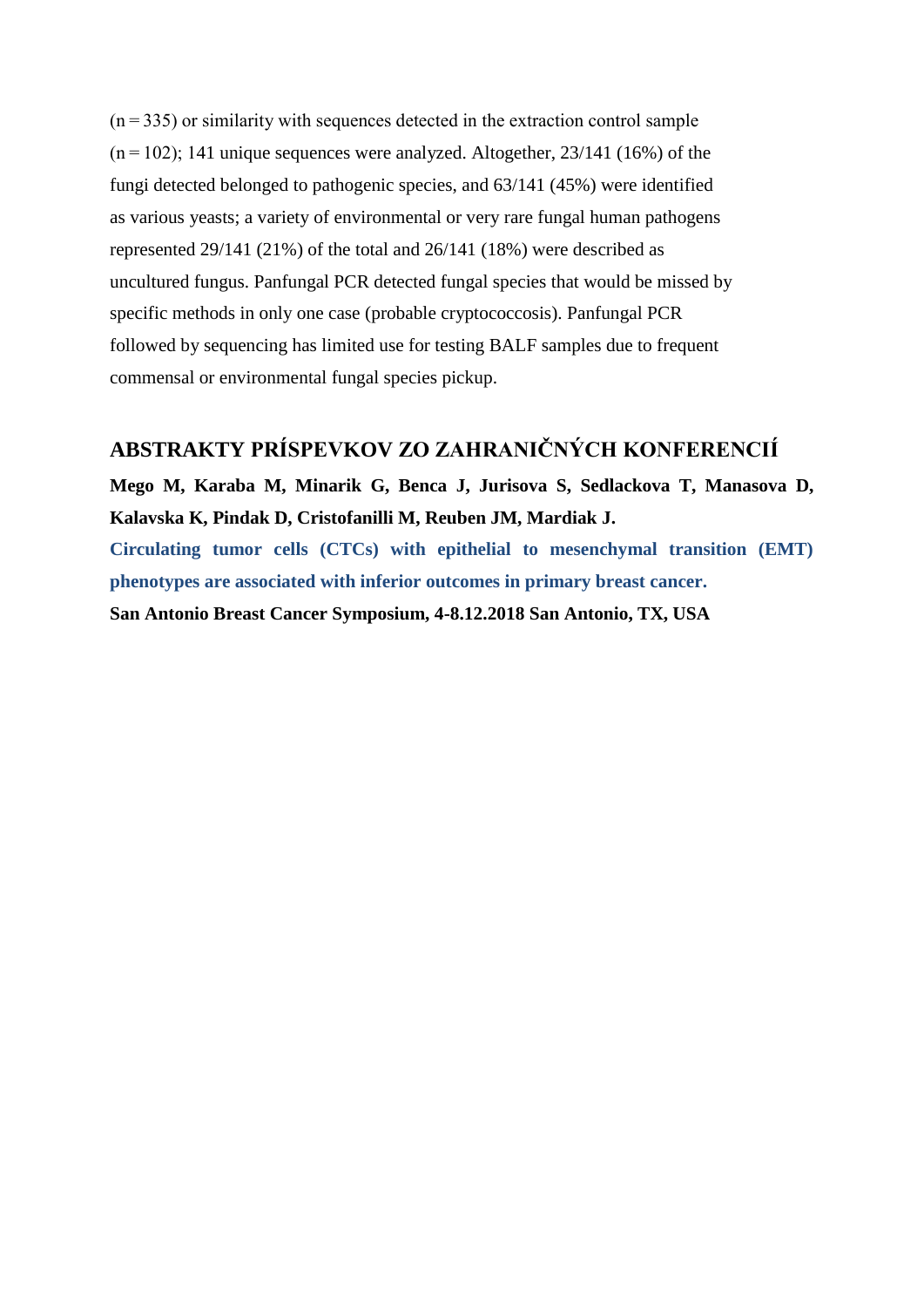(n = 335) or similarity with sequences detected in the extraction control sample (n = 102); 141 unique sequences were analyzed. Altogether, 23/141 (16%) of the fungi detected belonged to pathogenic species, and 63/141 (45%) were identified as various yeasts; a variety of environmental or very rare fungal human pathogens represented 29/141 (21%) of the total and 26/141 (18%) were described as uncultured fungus. Panfungal PCR detected fungal species that would be missed by specific methods in only one case (probable cryptococcosis). Panfungal PCR followed by sequencing has limited use for testing BALF samples due to frequent commensal or environmental fungal species pickup.

## ABSTRAKTY PRÍSPEVKOV ZO ZAHRANIČNÝCH KONFERENCIÍ

**Mego M, Karaba M, Minarik G, Benca J, Jurisova S, Sedlackova T, Manasova D, Kalavska K, Pindak D, Cristofanilli M, Reuben JM, Mardiak J.**

**Circulating tumor cells (CTCs) with epithelial to mesenchymal transition (EMT) phenotypes are associated with inferior outcomes in primary breast cancer.**

**San Antonio Breast Cancer Symposium, 4-8.12.2018 San Antonio, TX, USA**